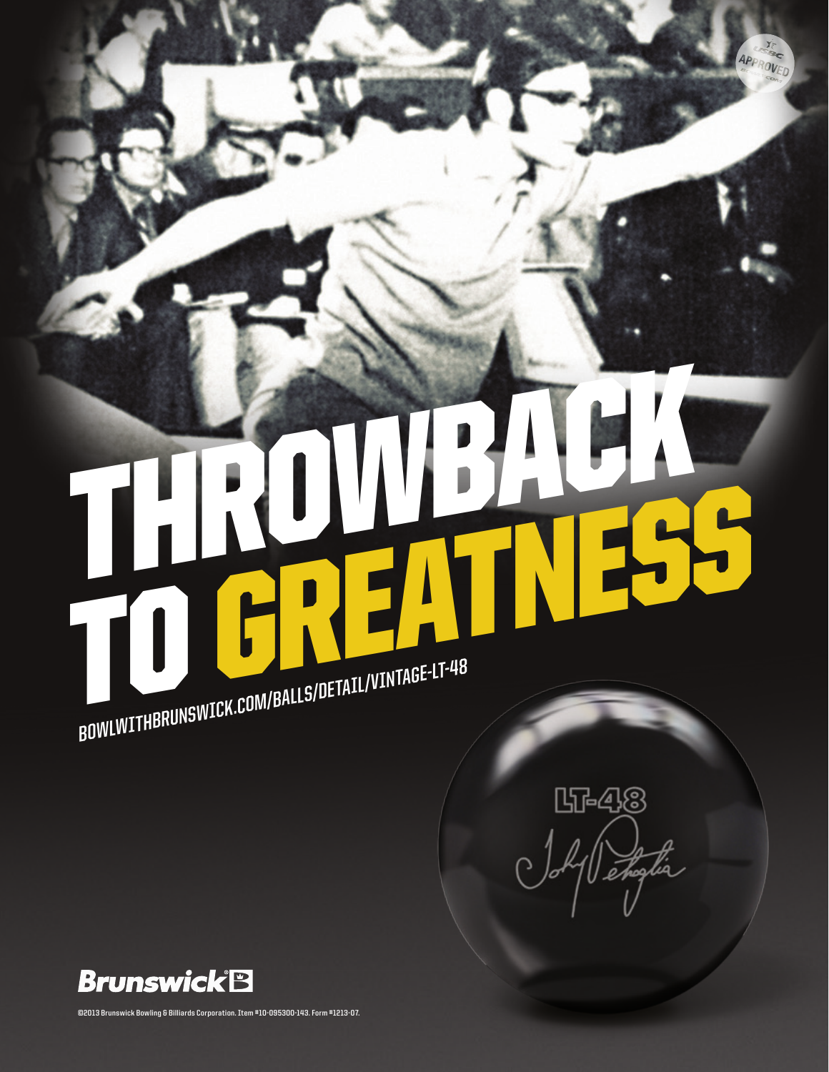# THROWBACK TO GREATNESS

BOWLWITHBRUNSWICK.COM/BALLS/DETAIL/VINTAGE-LT-48

LT-48

Brunswick

©2013 Brunswick Bowling & Billiards Corporation. Item #10-095300-143. Form #1213-07.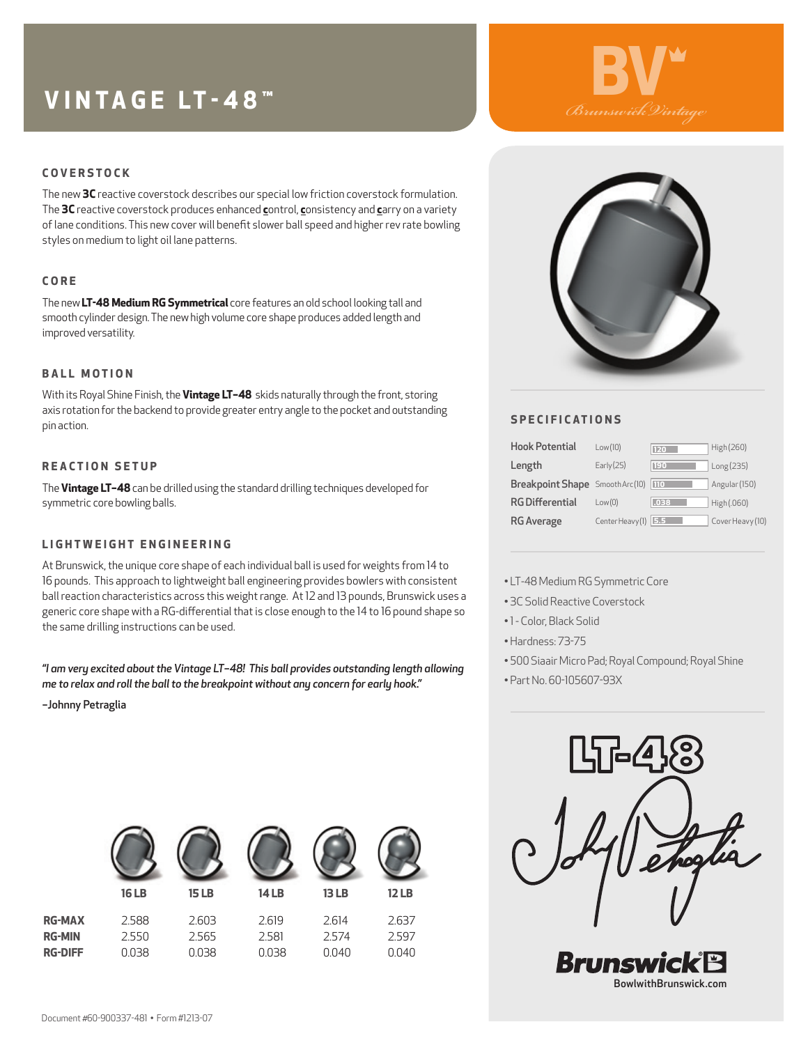# VINTAGE LT-48™

BV Brunswick Vintage

## COVERSTOCK

The new **3C** reactive coverstock describes our special low friction coverstock formulation. The **3C** reactive coverstock produces enhanced **c**ontrol, **c**onsistency and **c**arry on a variety of lane conditions. This new cover will benefit slower ball speed and higher rev rate bowling styles on medium to light oil lane patterns.

## CORE

The new **LT-48 Medium RG Symmetrical** core features an old school looking tall and smooth cylinder design. The new high volume core shape produces added length and improved versatility.

## BALL MOTION

With its Royal Shine Finish, the **Vintage LT-48** skids naturally through the front, storing axis rotation for the backend to provide greater entry angle to the pocket and outstanding pin action.

## REACTION SETUP

The **Vintage LT-48** can be drilled using the standard drilling techniques developed for symmetric core bowling balls.

## LIGHTWEIGHT ENGINEERING

At Brunswick, the unique core shape of each individual ball is used for weights from 14 to 16 pounds. This approach to lightweight ball engineering provides bowlers with consistent ball reaction characteristics across this weight range. At 12 and 13 pounds, Brunswick uses a generic core shape with a RG-differential that is close enough to the 14 to 16 pound shape so the same drilling instructions can be used.

*"I am very excited about the Vintage LT-48! This ball provides outstanding length allowing me to relax and roll the ball to the breakpoint without any concern for early hook."*

–Johnny Petraglia

| | 16 LB | 15 LB | 14 LB | 13 LB | 12 LB |
|---|---|---|---|---|---|
| **RG-MAX** | 2.588 | 2.603 | 2.619 | 2.614 | 2.637 |
| **RG-MIN** | 2.550 | 2.565 | 2.581 | 2.574 | 2.597 |
| **RG-DIFF** | 0.038 | 0.038 | 0.038 | 0.040 | 0.040 |

## SPECIFICATIONS

| | | | |
|---|---|---|---|
| Hook Potential | Low (10) | 120 | High (260) |
| Length | Early (25) | 190 | Long (235) |
| Breakpoint Shape | Smooth Arc (10) | 110 | Angular (150) |
| RG Differential | Low (0) | .038 | High (.060) |
| RG Average | Center Heavy (1) | 5.5 | Cover Heavy (10) |

- LT-48 Medium RG Symmetric Core
- 3C Solid Reactive Coverstock
- 1 - Color, Black Solid
- Hardness: 73-75
- 500 Siaair Micro Pad; Royal Compound; Royal Shine
- Part No. 60-105607-93X

LT-48

Brunswick

BowlwithBrunswick.com

Document #60-900337-481 • Form #1213-07